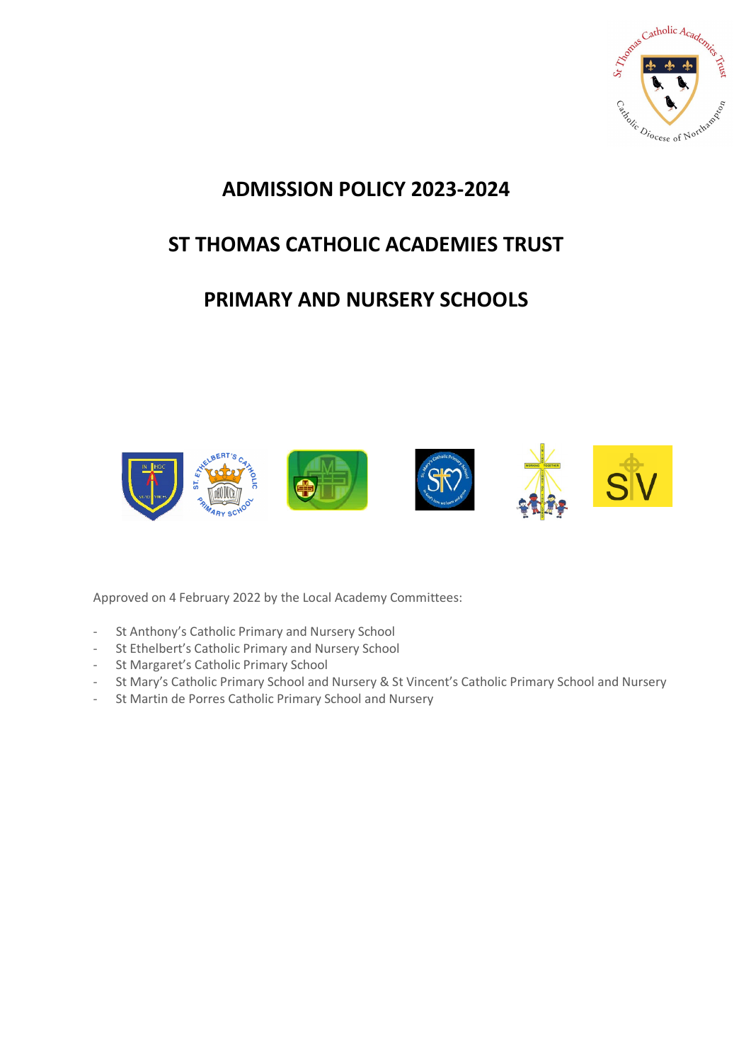# ADMISSION POLICY 2023-2024

# ST THOMAS CATHOLIC ACADEMIES TRUST

# PRIMARY AND NURSERY SCHOOLS

Approved on 4 February 2022 by the Local Academy Committees:

- St Anthony's Catholic Primary and Nursery School
- St Ethelbert's Catholic Primary and Nursery School
- St Margaret's Catholic Primary School
- St Mary's Catholic Primary School and Nursery & St Vincent's Catholic Primary School and Nursery
- St Martin de Porres Catholic Primary School and Nursery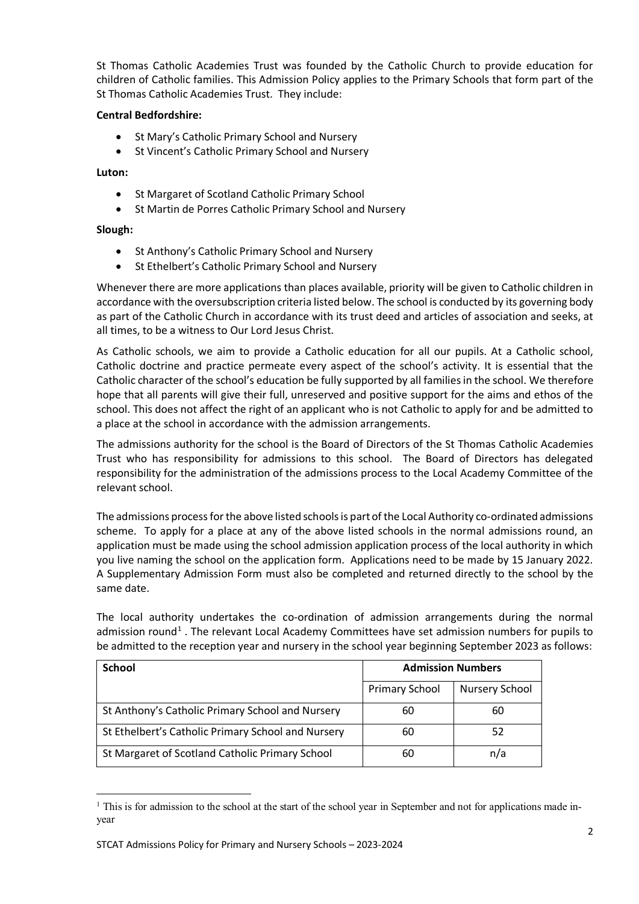St Thomas Catholic Academies Trust was founded by the Catholic Church to provide education for children of Catholic families. This Admission Policy applies to the Primary Schools that form part of the St Thomas Catholic Academies Trust. They include:

**Central Bedfordshire:**

- St Mary's Catholic Primary School and Nursery
- St Vincent's Catholic Primary School and Nursery

**Luton:**

- St Margaret of Scotland Catholic Primary School
- St Martin de Porres Catholic Primary School and Nursery

**Slough:**

- St Anthony's Catholic Primary School and Nursery
- St Ethelbert's Catholic Primary School and Nursery

Whenever there are more applications than places available, priority will be given to Catholic children in accordance with the oversubscription criteria listed below. The school is conducted by its governing body as part of the Catholic Church in accordance with its trust deed and articles of association and seeks, at all times, to be a witness to Our Lord Jesus Christ.

As Catholic schools, we aim to provide a Catholic education for all our pupils. At a Catholic school, Catholic doctrine and practice permeate every aspect of the school's activity. It is essential that the Catholic character of the school's education be fully supported by all families in the school. We therefore hope that all parents will give their full, unreserved and positive support for the aims and ethos of the school. This does not affect the right of an applicant who is not Catholic to apply for and be admitted to a place at the school in accordance with the admission arrangements.

The admissions authority for the school is the Board of Directors of the St Thomas Catholic Academies Trust who has responsibility for admissions to this school. The Board of Directors has delegated responsibility for the administration of the admissions process to the Local Academy Committee of the relevant school.

The admissions process for the above listed schools is part of the Local Authority co-ordinated admissions scheme. To apply for a place at any of the above listed schools in the normal admissions round, an application must be made using the school admission application process of the local authority in which you live naming the school on the application form. Applications need to be made by 15 January 2022. A Supplementary Admission Form must also be completed and returned directly to the school by the same date.

The local authority undertakes the co-ordination of admission arrangements during the normal admission round[1] . The relevant Local Academy Committees have set admission numbers for pupils to be admitted to the reception year and nursery in the school year beginning September 2023 as follows:

| School | Admission Numbers | |
|---|---|---|
| | Primary School | Nursery School |
| St Anthony's Catholic Primary School and Nursery | 60 | 60 |
| St Ethelbert's Catholic Primary School and Nursery | 60 | 52 |
| St Margaret of Scotland Catholic Primary School | 60 | n/a |

[1] This is for admission to the school at the start of the school year in September and not for applications made in-year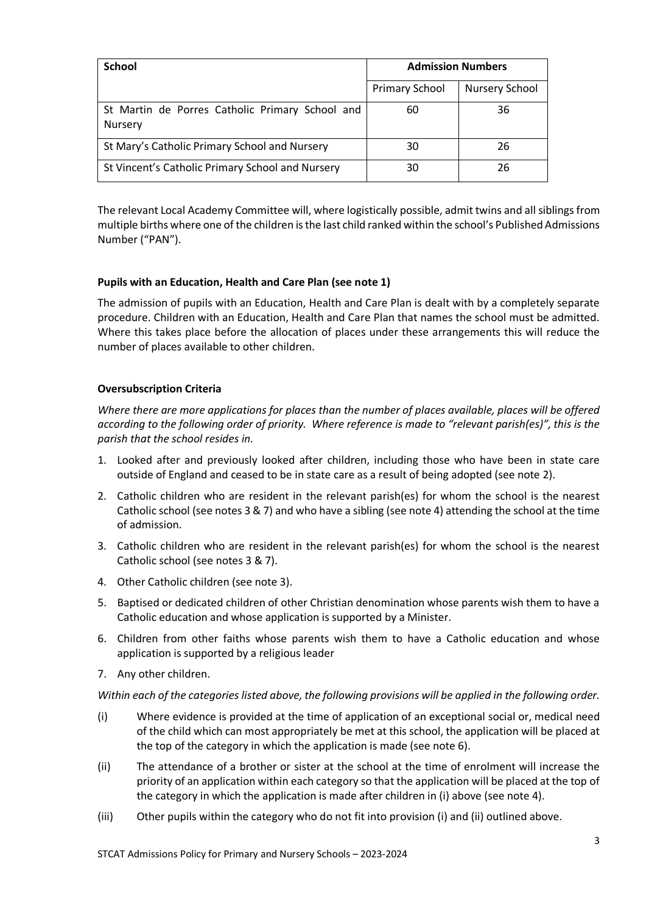| School | Admission Numbers | |
|---|---|---|
| | Primary School | Nursery School |
| St Martin de Porres Catholic Primary School and Nursery | 60 | 36 |
| St Mary's Catholic Primary School and Nursery | 30 | 26 |
| St Vincent's Catholic Primary School and Nursery | 30 | 26 |

The relevant Local Academy Committee will, where logistically possible, admit twins and all siblings from multiple births where one of the children is the last child ranked within the school's Published Admissions Number ("PAN").

**Pupils with an Education, Health and Care Plan (see note 1)**

The admission of pupils with an Education, Health and Care Plan is dealt with by a completely separate procedure. Children with an Education, Health and Care Plan that names the school must be admitted. Where this takes place before the allocation of places under these arrangements this will reduce the number of places available to other children.

**Oversubscription Criteria**

*Where there are more applications for places than the number of places available, places will be offered according to the following order of priority. Where reference is made to "relevant parish(es)", this is the parish that the school resides in.*

1. Looked after and previously looked after children, including those who have been in state care outside of England and ceased to be in state care as a result of being adopted (see note 2).
2. Catholic children who are resident in the relevant parish(es) for whom the school is the nearest Catholic school (see notes 3 & 7) and who have a sibling (see note 4) attending the school at the time of admission.
3. Catholic children who are resident in the relevant parish(es) for whom the school is the nearest Catholic school (see notes 3 & 7).
4. Other Catholic children (see note 3).
5. Baptised or dedicated children of other Christian denomination whose parents wish them to have a Catholic education and whose application is supported by a Minister.
6. Children from other faiths whose parents wish them to have a Catholic education and whose application is supported by a religious leader
7. Any other children.

*Within each of the categories listed above, the following provisions will be applied in the following order.*

(i) Where evidence is provided at the time of application of an exceptional social or, medical need of the child which can most appropriately be met at this school, the application will be placed at the top of the category in which the application is made (see note 6).

(ii) The attendance of a brother or sister at the school at the time of enrolment will increase the priority of an application within each category so that the application will be placed at the top of the category in which the application is made after children in (i) above (see note 4).

(iii) Other pupils within the category who do not fit into provision (i) and (ii) outlined above.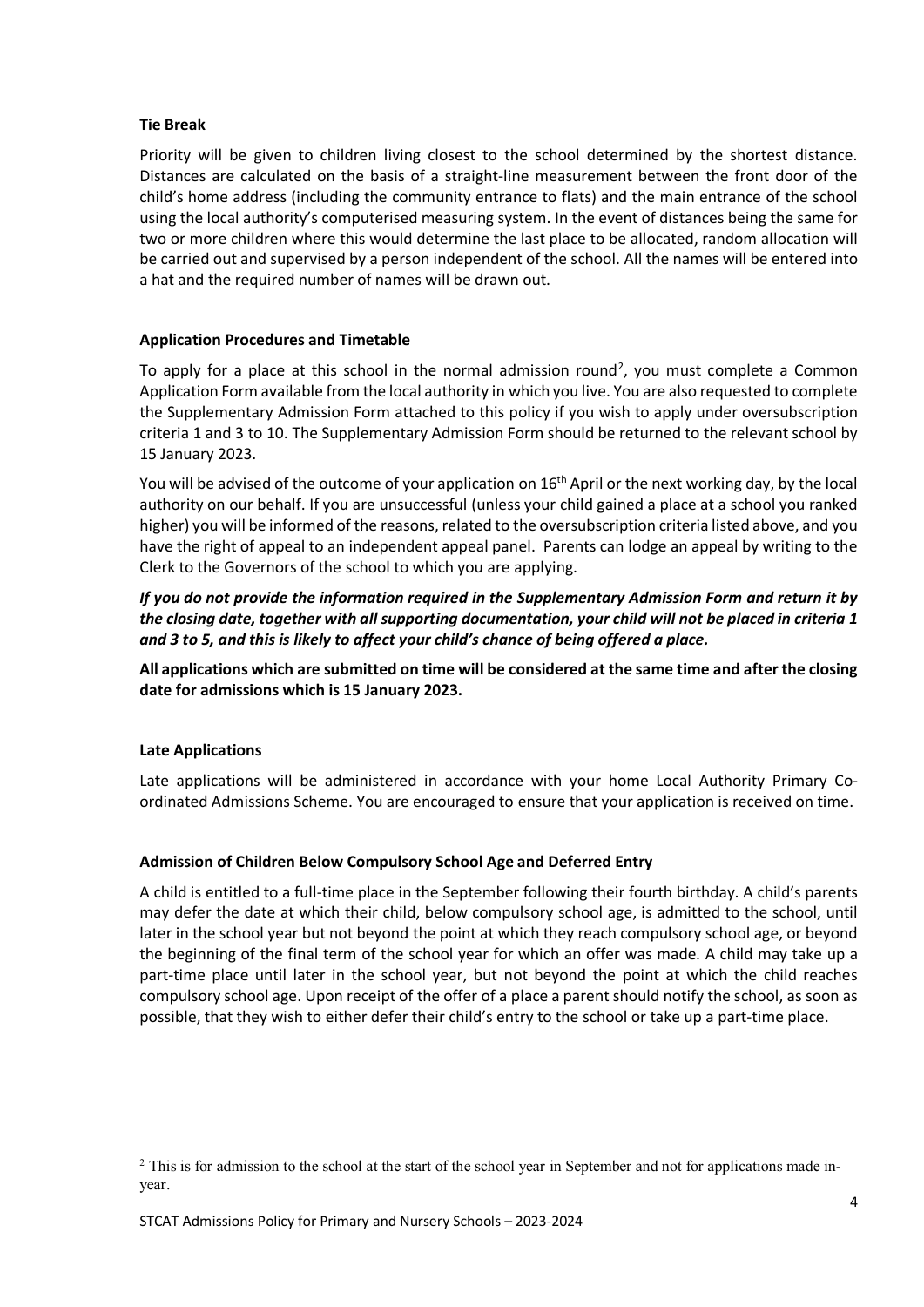**Tie Break**

Priority will be given to children living closest to the school determined by the shortest distance. Distances are calculated on the basis of a straight-line measurement between the front door of the child's home address (including the community entrance to flats) and the main entrance of the school using the local authority's computerised measuring system. In the event of distances being the same for two or more children where this would determine the last place to be allocated, random allocation will be carried out and supervised by a person independent of the school. All the names will be entered into a hat and the required number of names will be drawn out.

**Application Procedures and Timetable**

To apply for a place at this school in the normal admission round[2], you must complete a Common Application Form available from the local authority in which you live. You are also requested to complete the Supplementary Admission Form attached to this policy if you wish to apply under oversubscription criteria 1 and 3 to 10. The Supplementary Admission Form should be returned to the relevant school by 15 January 2023.

You will be advised of the outcome of your application on 16th April or the next working day, by the local authority on our behalf. If you are unsuccessful (unless your child gained a place at a school you ranked higher) you will be informed of the reasons, related to the oversubscription criteria listed above, and you have the right of appeal to an independent appeal panel. Parents can lodge an appeal by writing to the Clerk to the Governors of the school to which you are applying.

***If you do not provide the information required in the Supplementary Admission Form and return it by the closing date, together with all supporting documentation, your child will not be placed in criteria 1 and 3 to 5, and this is likely to affect your child's chance of being offered a place.***

**All applications which are submitted on time will be considered at the same time and after the closing date for admissions which is 15 January 2023.**

**Late Applications**

Late applications will be administered in accordance with your home Local Authority Primary Co-ordinated Admissions Scheme. You are encouraged to ensure that your application is received on time.

**Admission of Children Below Compulsory School Age and Deferred Entry**

A child is entitled to a full-time place in the September following their fourth birthday. A child's parents may defer the date at which their child, below compulsory school age, is admitted to the school, until later in the school year but not beyond the point at which they reach compulsory school age, or beyond the beginning of the final term of the school year for which an offer was made. A child may take up a part-time place until later in the school year, but not beyond the point at which the child reaches compulsory school age. Upon receipt of the offer of a place a parent should notify the school, as soon as possible, that they wish to either defer their child's entry to the school or take up a part-time place.

[2] This is for admission to the school at the start of the school year in September and not for applications made in-year.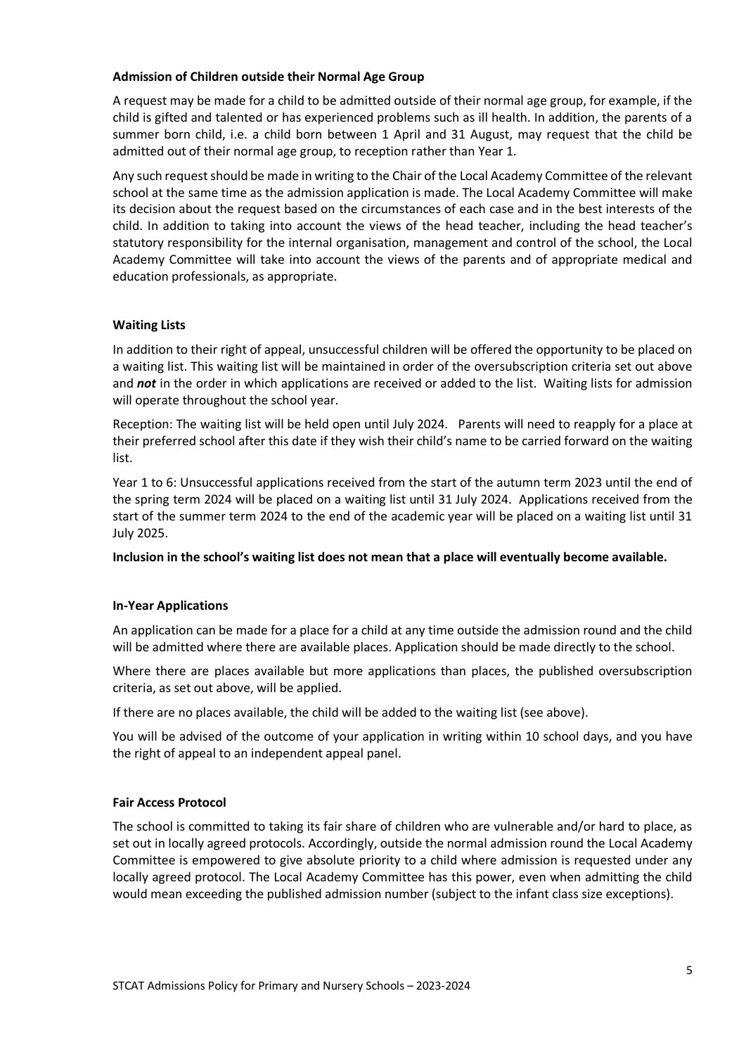### Admission of Children outside their Normal Age Group

A request may be made for a child to be admitted outside of their normal age group, for example, if the child is gifted and talented or has experienced problems such as ill health. In addition, the parents of a summer born child, i.e. a child born between 1 April and 31 August, may request that the child be admitted out of their normal age group, to reception rather than Year 1.

Any such request should be made in writing to the Chair of the Local Academy Committee of the relevant school at the same time as the admission application is made. The Local Academy Committee will make its decision about the request based on the circumstances of each case and in the best interests of the child. In addition to taking into account the views of the head teacher, including the head teacher's statutory responsibility for the internal organisation, management and control of the school, the Local Academy Committee will take into account the views of the parents and of appropriate medical and education professionals, as appropriate.

### Waiting Lists

In addition to their right of appeal, unsuccessful children will be offered the opportunity to be placed on a waiting list. This waiting list will be maintained in order of the oversubscription criteria set out above and ***not*** in the order in which applications are received or added to the list. Waiting lists for admission will operate throughout the school year.

Reception: The waiting list will be held open until July 2024. Parents will need to reapply for a place at their preferred school after this date if they wish their child's name to be carried forward on the waiting list.

Year 1 to 6: Unsuccessful applications received from the start of the autumn term 2023 until the end of the spring term 2024 will be placed on a waiting list until 31 July 2024. Applications received from the start of the summer term 2024 to the end of the academic year will be placed on a waiting list until 31 July 2025.

**Inclusion in the school's waiting list does not mean that a place will eventually become available.**

### In-Year Applications

An application can be made for a place for a child at any time outside the admission round and the child will be admitted where there are available places. Application should be made directly to the school.

Where there are places available but more applications than places, the published oversubscription criteria, as set out above, will be applied.

If there are no places available, the child will be added to the waiting list (see above).

You will be advised of the outcome of your application in writing within 10 school days, and you have the right of appeal to an independent appeal panel.

### Fair Access Protocol

The school is committed to taking its fair share of children who are vulnerable and/or hard to place, as set out in locally agreed protocols. Accordingly, outside the normal admission round the Local Academy Committee is empowered to give absolute priority to a child where admission is requested under any locally agreed protocol. The Local Academy Committee has this power, even when admitting the child would mean exceeding the published admission number (subject to the infant class size exceptions).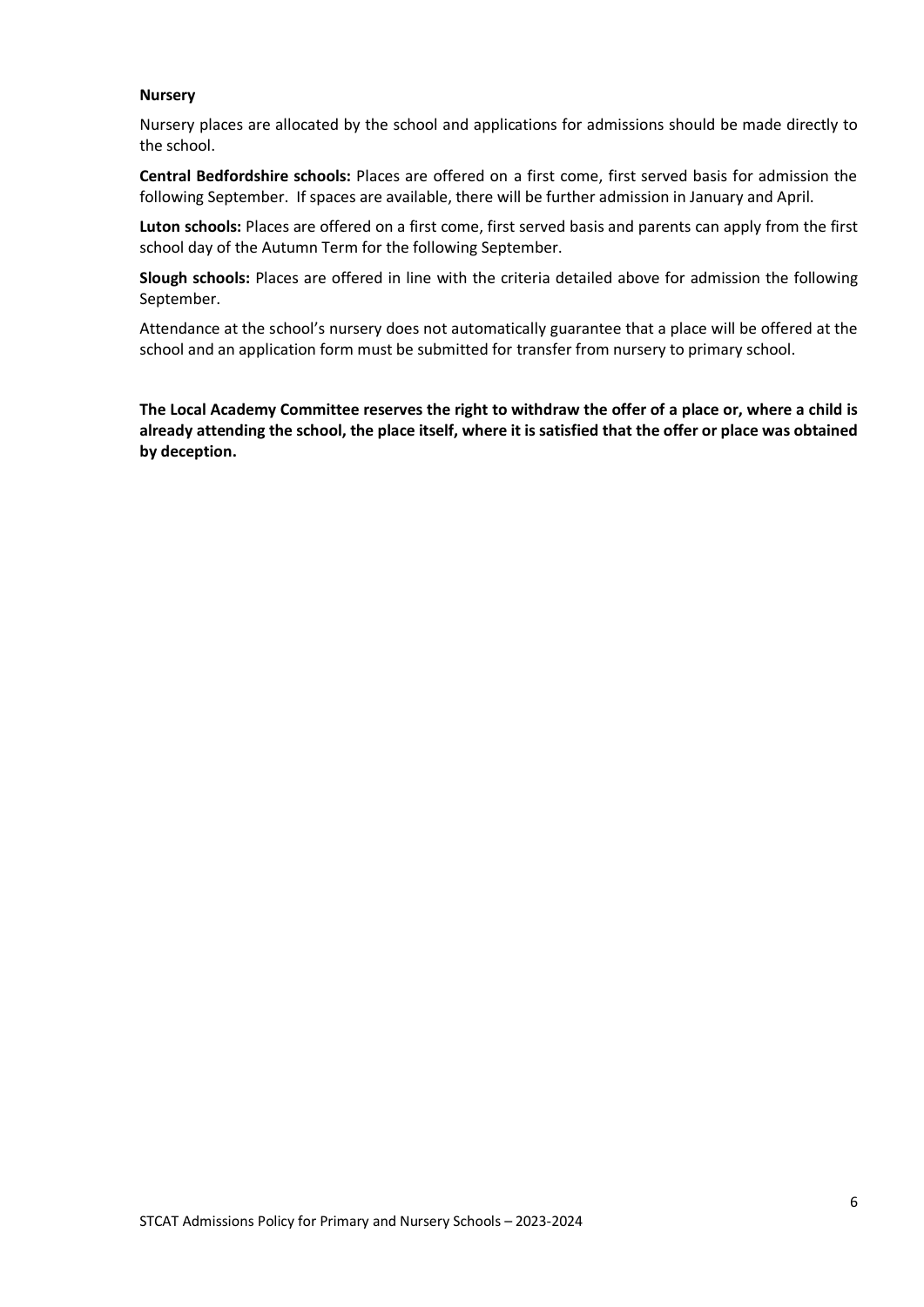**Nursery**

Nursery places are allocated by the school and applications for admissions should be made directly to the school.

**Central Bedfordshire schools:** Places are offered on a first come, first served basis for admission the following September. If spaces are available, there will be further admission in January and April.

**Luton schools:** Places are offered on a first come, first served basis and parents can apply from the first school day of the Autumn Term for the following September.

**Slough schools:** Places are offered in line with the criteria detailed above for admission the following September.

Attendance at the school's nursery does not automatically guarantee that a place will be offered at the school and an application form must be submitted for transfer from nursery to primary school.

**The Local Academy Committee reserves the right to withdraw the offer of a place or, where a child is already attending the school, the place itself, where it is satisfied that the offer or place was obtained by deception.**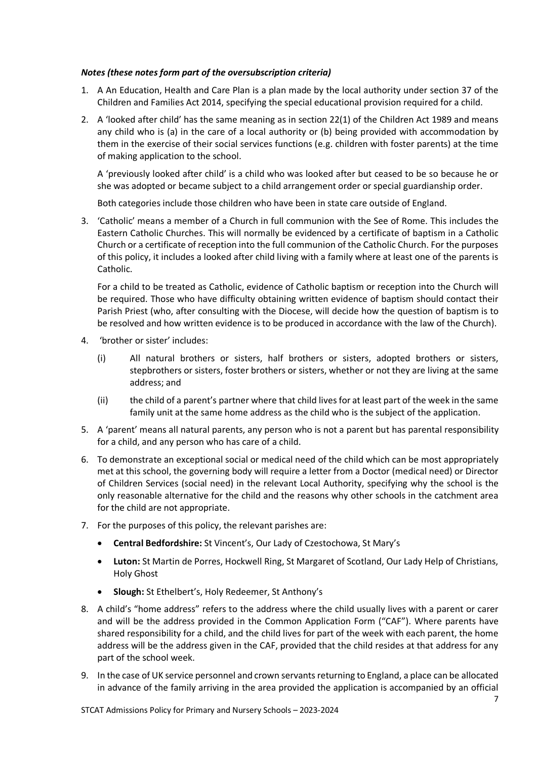***Notes (these notes form part of the oversubscription criteria)***

1. A An Education, Health and Care Plan is a plan made by the local authority under section 37 of the Children and Families Act 2014, specifying the special educational provision required for a child.
2. A 'looked after child' has the same meaning as in section 22(1) of the Children Act 1989 and means any child who is (a) in the care of a local authority or (b) being provided with accommodation by them in the exercise of their social services functions (e.g. children with foster parents) at the time of making application to the school.

   A 'previously looked after child' is a child who was looked after but ceased to be so because he or she was adopted or became subject to a child arrangement order or special guardianship order.

   Both categories include those children who have been in state care outside of England.
3. 'Catholic' means a member of a Church in full communion with the See of Rome. This includes the Eastern Catholic Churches. This will normally be evidenced by a certificate of baptism in a Catholic Church or a certificate of reception into the full communion of the Catholic Church. For the purposes of this policy, it includes a looked after child living with a family where at least one of the parents is Catholic.

   For a child to be treated as Catholic, evidence of Catholic baptism or reception into the Church will be required. Those who have difficulty obtaining written evidence of baptism should contact their Parish Priest (who, after consulting with the Diocese, will decide how the question of baptism is to be resolved and how written evidence is to be produced in accordance with the law of the Church).
4. 'brother or sister' includes:
   (i) All natural brothers or sisters, half brothers or sisters, adopted brothers or sisters, stepbrothers or sisters, foster brothers or sisters, whether or not they are living at the same address; and
   (ii) the child of a parent's partner where that child lives for at least part of the week in the same family unit at the same home address as the child who is the subject of the application.
5. A 'parent' means all natural parents, any person who is not a parent but has parental responsibility for a child, and any person who has care of a child.
6. To demonstrate an exceptional social or medical need of the child which can be most appropriately met at this school, the governing body will require a letter from a Doctor (medical need) or Director of Children Services (social need) in the relevant Local Authority, specifying why the school is the only reasonable alternative for the child and the reasons why other schools in the catchment area for the child are not appropriate.
7. For the purposes of this policy, the relevant parishes are:
   - **Central Bedfordshire:** St Vincent's, Our Lady of Czestochowa, St Mary's
   - **Luton:** St Martin de Porres, Hockwell Ring, St Margaret of Scotland, Our Lady Help of Christians, Holy Ghost
   - **Slough:** St Ethelbert's, Holy Redeemer, St Anthony's
8. A child's "home address" refers to the address where the child usually lives with a parent or carer and will be the address provided in the Common Application Form ("CAF"). Where parents have shared responsibility for a child, and the child lives for part of the week with each parent, the home address will be the address given in the CAF, provided that the child resides at that address for any part of the school week.
9. In the case of UK service personnel and crown servants returning to England, a place can be allocated in advance of the family arriving in the area provided the application is accompanied by an official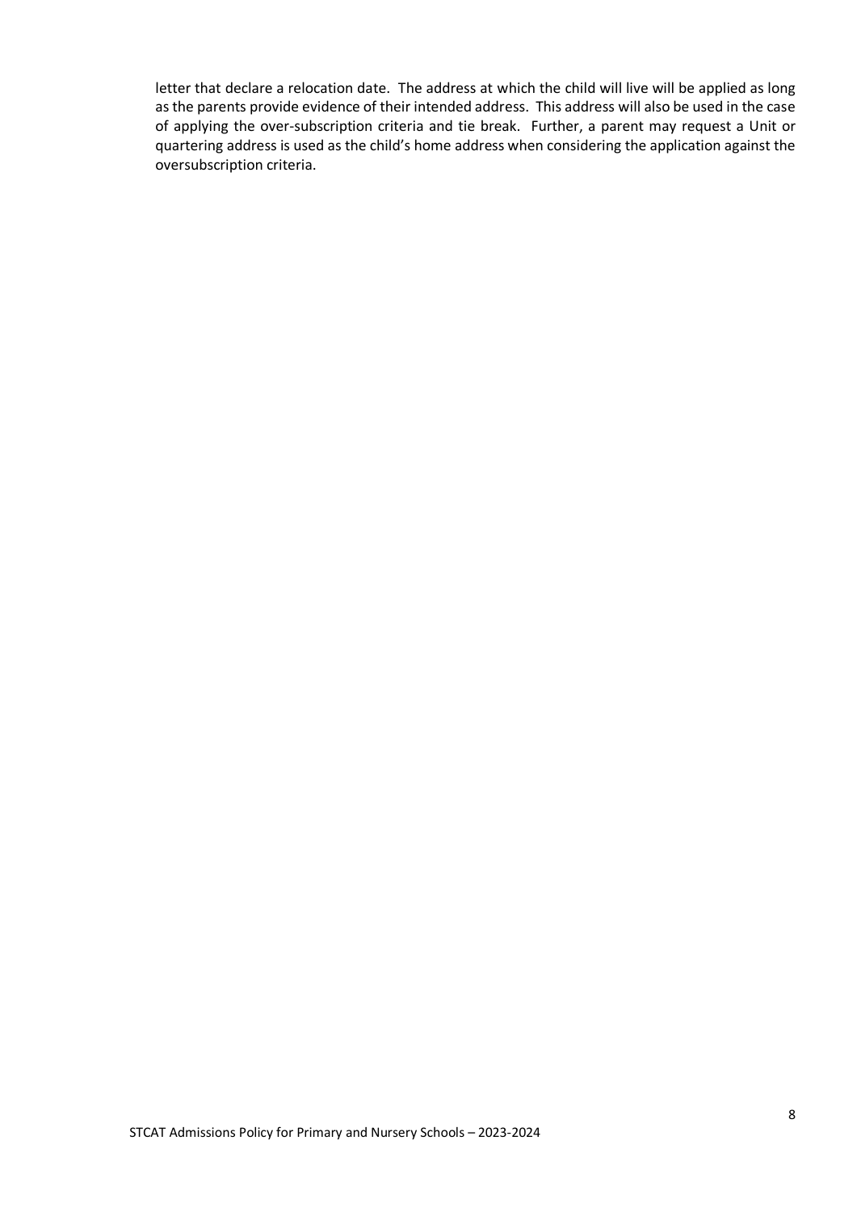letter that declare a relocation date. The address at which the child will live will be applied as long as the parents provide evidence of their intended address. This address will also be used in the case of applying the over-subscription criteria and tie break. Further, a parent may request a Unit or quartering address is used as the child's home address when considering the application against the oversubscription criteria.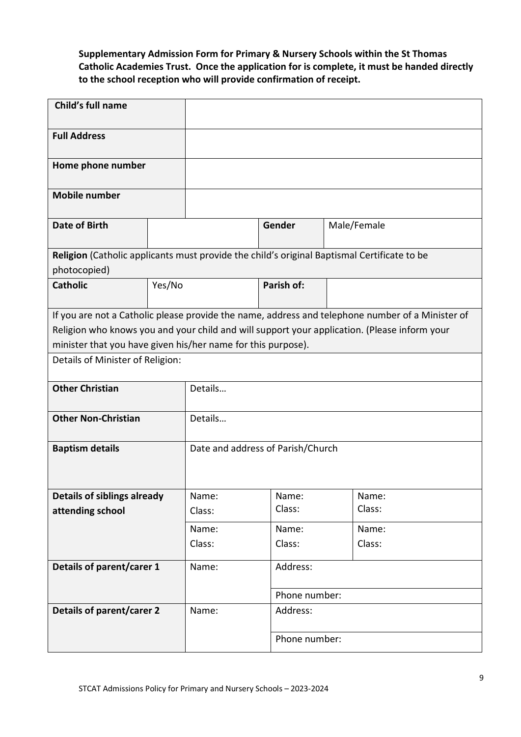**Supplementary Admission Form for Primary & Nursery Schools within the St Thomas Catholic Academies Trust. Once the application for is complete, it must be handed directly to the school reception who will provide confirmation of receipt.**

| | | | | | |
|---|---|---|---|---|---|
| **Child's full name** | | | | | |
| **Full Address** | | | | | |
| **Home phone number** | | | | | |
| **Mobile number** | | | | | |
| **Date of Birth** | | | **Gender** | Male/Female | |
| **Religion** (Catholic applicants must provide the child's original Baptismal Certificate to be photocopied) | | | | | |
| **Catholic** | Yes/No | | **Parish of:** | | |
| If you are not a Catholic please provide the name, address and telephone number of a Minister of Religion who knows you and your child and will support your application. (Please inform your minister that you have given his/her name for this purpose). | | | | | |
| Details of Minister of Religion: | | | | | |
| **Other Christian** | Details… | | | | |
| **Other Non-Christian** | Details… | | | | |
| **Baptism details** | Date and address of Parish/Church | | | | |
| **Details of siblings already attending school** | Name: Class: | Name: Class: | | Name: Class: | |
| | Name: Class: | Name: Class: | | Name: Class: | |
| **Details of parent/carer 1** | Name: | Address: | | | |
| | | Phone number: | | | |
| **Details of parent/carer 2** | Name: | Address: | | | |
| | | Phone number: | | | |

STCAT Admissions Policy for Primary and Nursery Schools – 2023-2024